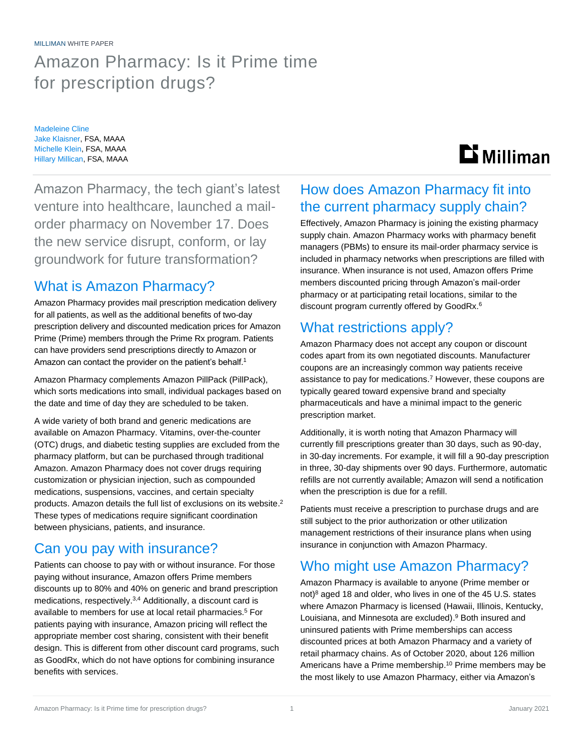MILLIMAN WHITE PAPER

# Amazon Pharmacy: Is it Prime time for prescription drugs?

Madeleine Cline
Jake Klaisner, FSA, MAAA
Michelle Klein, FSA, MAAA
Hillary Millican, FSA, MAAA

Amazon Pharmacy, the tech giant's latest venture into healthcare, launched a mail-order pharmacy on November 17. Does the new service disrupt, conform, or lay groundwork for future transformation?

## What is Amazon Pharmacy?

Amazon Pharmacy provides mail prescription medication delivery for all patients, as well as the additional benefits of two-day prescription delivery and discounted medication prices for Amazon Prime (Prime) members through the Prime Rx program. Patients can have providers send prescriptions directly to Amazon or Amazon can contact the provider on the patient's behalf.[1]

Amazon Pharmacy complements Amazon PillPack (PillPack), which sorts medications into small, individual packages based on the date and time of day they are scheduled to be taken.

A wide variety of both brand and generic medications are available on Amazon Pharmacy. Vitamins, over-the-counter (OTC) drugs, and diabetic testing supplies are excluded from the pharmacy platform, but can be purchased through traditional Amazon. Amazon Pharmacy does not cover drugs requiring customization or physician injection, such as compounded medications, suspensions, vaccines, and certain specialty products. Amazon details the full list of exclusions on its website.[2] These types of medications require significant coordination between physicians, patients, and insurance.

## Can you pay with insurance?

Patients can choose to pay with or without insurance. For those paying without insurance, Amazon offers Prime members discounts up to 80% and 40% on generic and brand prescription medications, respectively.[3,4] Additionally, a discount card is available to members for use at local retail pharmacies.[5] For patients paying with insurance, Amazon pricing will reflect the appropriate member cost sharing, consistent with their benefit design. This is different from other discount card programs, such as GoodRx, which do not have options for combining insurance benefits with services.

## How does Amazon Pharmacy fit into the current pharmacy supply chain?

Effectively, Amazon Pharmacy is joining the existing pharmacy supply chain. Amazon Pharmacy works with pharmacy benefit managers (PBMs) to ensure its mail-order pharmacy service is included in pharmacy networks when prescriptions are filled with insurance. When insurance is not used, Amazon offers Prime members discounted pricing through Amazon's mail-order pharmacy or at participating retail locations, similar to the discount program currently offered by GoodRx.[6]

## What restrictions apply?

Amazon Pharmacy does not accept any coupon or discount codes apart from its own negotiated discounts. Manufacturer coupons are an increasingly common way patients receive assistance to pay for medications.[7] However, these coupons are typically geared toward expensive brand and specialty pharmaceuticals and have a minimal impact to the generic prescription market.

Additionally, it is worth noting that Amazon Pharmacy will currently fill prescriptions greater than 30 days, such as 90-day, in 30-day increments. For example, it will fill a 90-day prescription in three, 30-day shipments over 90 days. Furthermore, automatic refills are not currently available; Amazon will send a notification when the prescription is due for a refill.

Patients must receive a prescription to purchase drugs and are still subject to the prior authorization or other utilization management restrictions of their insurance plans when using insurance in conjunction with Amazon Pharmacy.

## Who might use Amazon Pharmacy?

Amazon Pharmacy is available to anyone (Prime member or not)[8] aged 18 and older, who lives in one of the 45 U.S. states where Amazon Pharmacy is licensed (Hawaii, Illinois, Kentucky, Louisiana, and Minnesota are excluded).[9] Both insured and uninsured patients with Prime memberships can access discounted prices at both Amazon Pharmacy and a variety of retail pharmacy chains. As of October 2020, about 126 million Americans have a Prime membership.[10] Prime members may be the most likely to use Amazon Pharmacy, either via Amazon's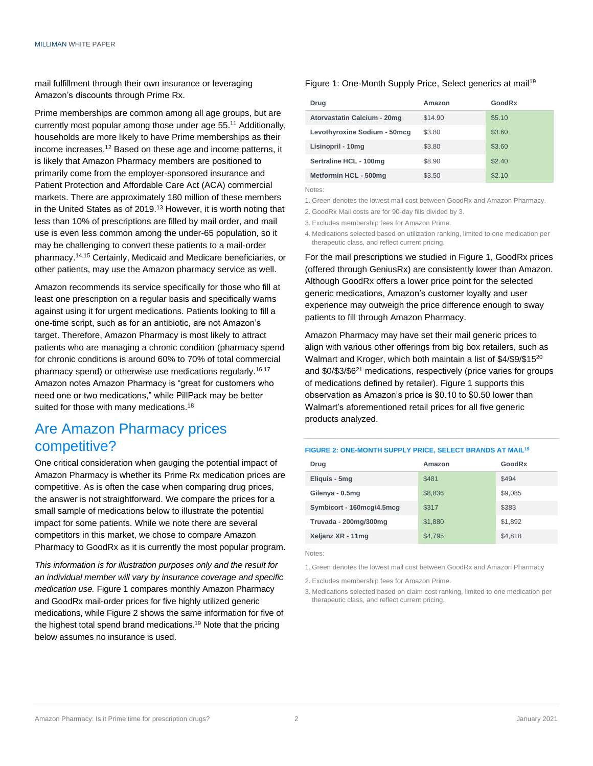mail fulfillment through their own insurance or leveraging Amazon's discounts through Prime Rx.

Prime memberships are common among all age groups, but are currently most popular among those under age 55.[11] Additionally, households are more likely to have Prime memberships as their income increases.[12] Based on these age and income patterns, it is likely that Amazon Pharmacy members are positioned to primarily come from the employer-sponsored insurance and Patient Protection and Affordable Care Act (ACA) commercial markets. There are approximately 180 million of these members in the United States as of 2019.[13] However, it is worth noting that less than 10% of prescriptions are filled by mail order, and mail use is even less common among the under-65 population, so it may be challenging to convert these patients to a mail-order pharmacy.[14,15] Certainly, Medicaid and Medicare beneficiaries, or other patients, may use the Amazon pharmacy service as well.

Amazon recommends its service specifically for those who fill at least one prescription on a regular basis and specifically warns against using it for urgent medications. Patients looking to fill a one-time script, such as for an antibiotic, are not Amazon's target. Therefore, Amazon Pharmacy is most likely to attract patients who are managing a chronic condition (pharmacy spend for chronic conditions is around 60% to 70% of total commercial pharmacy spend) or otherwise use medications regularly.[16,17] Amazon notes Amazon Pharmacy is "great for customers who need one or two medications," while PillPack may be better suited for those with many medications.[18]

## Are Amazon Pharmacy prices competitive?

One critical consideration when gauging the potential impact of Amazon Pharmacy is whether its Prime Rx medication prices are competitive. As is often the case when comparing drug prices, the answer is not straightforward. We compare the prices for a small sample of medications below to illustrate the potential impact for some patients. While we note there are several competitors in this market, we chose to compare Amazon Pharmacy to GoodRx as it is currently the most popular program.

*This information is for illustration purposes only and the result for an individual member will vary by insurance coverage and specific medication use.* Figure 1 compares monthly Amazon Pharmacy and GoodRx mail-order prices for five highly utilized generic medications, while Figure 2 shows the same information for five of the highest total spend brand medications.[19] Note that the pricing below assumes no insurance is used.

Figure 1: One-Month Supply Price, Select generics at mail[19]

| Drug | Amazon | GoodRx |
|---|---|---|
| Atorvastatin Calcium - 20mg | $14.90 | $5.10 |
| Levothyroxine Sodium - 50mcg | $3.80 | $3.60 |
| Lisinopril - 10mg | $3.80 | $3.60 |
| Sertraline HCL - 100mg | $8.90 | $2.40 |
| Metformin HCL - 500mg | $3.50 | $2.10 |

Notes:

1. Green denotes the lowest mail cost between GoodRx and Amazon Pharmacy.
2. GoodRx Mail costs are for 90-day fills divided by 3.
3. Excludes membership fees for Amazon Prime.
4. Medications selected based on utilization ranking, limited to one medication per therapeutic class, and reflect current pricing.

For the mail prescriptions we studied in Figure 1, GoodRx prices (offered through GeniusRx) are consistently lower than Amazon. Although GoodRx offers a lower price point for the selected generic medications, Amazon's customer loyalty and user experience may outweigh the price difference enough to sway patients to fill through Amazon Pharmacy.

Amazon Pharmacy may have set their mail generic prices to align with various other offerings from big box retailers, such as Walmart and Kroger, which both maintain a list of $4/$9/$15[20] and $0/$3/$6[21] medications, respectively (price varies for groups of medications defined by retailer). Figure 1 supports this observation as Amazon's price is $0.10 to $0.50 lower than Walmart's aforementioned retail prices for all five generic products analyzed.

FIGURE 2: ONE-MONTH SUPPLY PRICE, SELECT BRANDS AT MAIL[19]

| Drug | Amazon | GoodRx |
|---|---|---|
| Eliquis - 5mg | $481 | $494 |
| Gilenya - 0.5mg | $8,836 | $9,085 |
| Symbicort - 160mcg/4.5mcg | $317 | $383 |
| Truvada - 200mg/300mg | $1,880 | $1,892 |
| Xeljanz XR - 11mg | $4,795 | $4,818 |

Notes:

1. Green denotes the lowest mail cost between GoodRx and Amazon Pharmacy
2. Excludes membership fees for Amazon Prime.
3. Medications selected based on claim cost ranking, limited to one medication per therapeutic class, and reflect current pricing.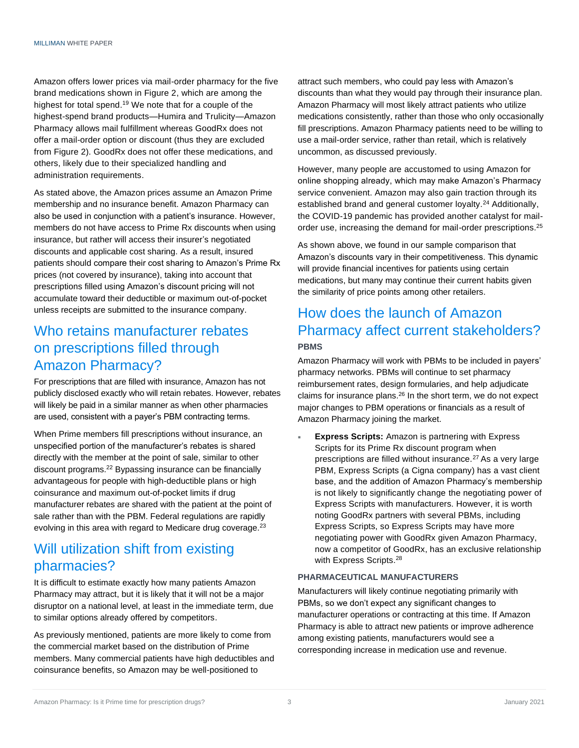Amazon offers lower prices via mail-order pharmacy for the five brand medications shown in Figure 2, which are among the highest for total spend.[19] We note that for a couple of the highest-spend brand products—Humira and Trulicity—Amazon Pharmacy allows mail fulfillment whereas GoodRx does not offer a mail-order option or discount (thus they are excluded from Figure 2). GoodRx does not offer these medications, and others, likely due to their specialized handling and administration requirements.

As stated above, the Amazon prices assume an Amazon Prime membership and no insurance benefit. Amazon Pharmacy can also be used in conjunction with a patient's insurance. However, members do not have access to Prime Rx discounts when using insurance, but rather will access their insurer's negotiated discounts and applicable cost sharing. As a result, insured patients should compare their cost sharing to Amazon's Prime Rx prices (not covered by insurance), taking into account that prescriptions filled using Amazon's discount pricing will not accumulate toward their deductible or maximum out-of-pocket unless receipts are submitted to the insurance company.

## Who retains manufacturer rebates on prescriptions filled through Amazon Pharmacy?

For prescriptions that are filled with insurance, Amazon has not publicly disclosed exactly who will retain rebates. However, rebates will likely be paid in a similar manner as when other pharmacies are used, consistent with a payer's PBM contracting terms.

When Prime members fill prescriptions without insurance, an unspecified portion of the manufacturer's rebates is shared directly with the member at the point of sale, similar to other discount programs.[22] Bypassing insurance can be financially advantageous for people with high-deductible plans or high coinsurance and maximum out-of-pocket limits if drug manufacturer rebates are shared with the patient at the point of sale rather than with the PBM. Federal regulations are rapidly evolving in this area with regard to Medicare drug coverage.[23]

## Will utilization shift from existing pharmacies?

It is difficult to estimate exactly how many patients Amazon Pharmacy may attract, but it is likely that it will not be a major disruptor on a national level, at least in the immediate term, due to similar options already offered by competitors.

As previously mentioned, patients are more likely to come from the commercial market based on the distribution of Prime members. Many commercial patients have high deductibles and coinsurance benefits, so Amazon may be well-positioned to attract such members, who could pay less with Amazon's discounts than what they would pay through their insurance plan. Amazon Pharmacy will most likely attract patients who utilize medications consistently, rather than those who only occasionally fill prescriptions. Amazon Pharmacy patients need to be willing to use a mail-order service, rather than retail, which is relatively uncommon, as discussed previously.

However, many people are accustomed to using Amazon for online shopping already, which may make Amazon's Pharmacy service convenient. Amazon may also gain traction through its established brand and general customer loyalty.[24] Additionally, the COVID-19 pandemic has provided another catalyst for mail-order use, increasing the demand for mail-order prescriptions.[25]

As shown above, we found in our sample comparison that Amazon's discounts vary in their competitiveness. This dynamic will provide financial incentives for patients using certain medications, but many may continue their current habits given the similarity of price points among other retailers.

## How does the launch of Amazon Pharmacy affect current stakeholders?

### PBMS

Amazon Pharmacy will work with PBMs to be included in payers' pharmacy networks. PBMs will continue to set pharmacy reimbursement rates, design formularies, and help adjudicate claims for insurance plans.[26] In the short term, we do not expect major changes to PBM operations or financials as a result of Amazon Pharmacy joining the market.

- **Express Scripts:** Amazon is partnering with Express Scripts for its Prime Rx discount program when prescriptions are filled without insurance.[27] As a very large PBM, Express Scripts (a Cigna company) has a vast client base, and the addition of Amazon Pharmacy's membership is not likely to significantly change the negotiating power of Express Scripts with manufacturers. However, it is worth noting GoodRx partners with several PBMs, including Express Scripts, so Express Scripts may have more negotiating power with GoodRx given Amazon Pharmacy, now a competitor of GoodRx, has an exclusive relationship with Express Scripts.[28]

### PHARMACEUTICAL MANUFACTURERS

Manufacturers will likely continue negotiating primarily with PBMs, so we don't expect any significant changes to manufacturer operations or contracting at this time. If Amazon Pharmacy is able to attract new patients or improve adherence among existing patients, manufacturers would see a corresponding increase in medication use and revenue.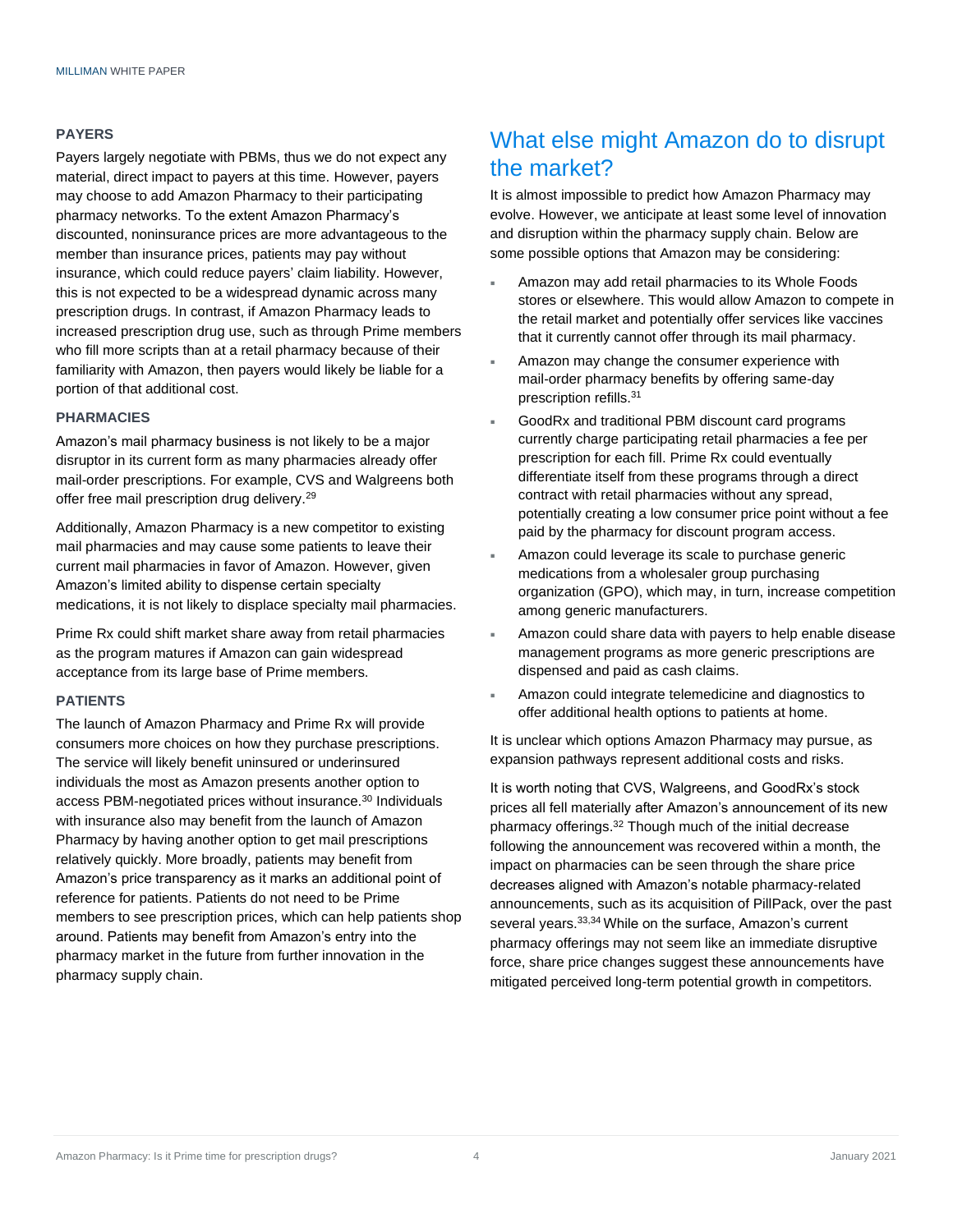### PAYERS

Payers largely negotiate with PBMs, thus we do not expect any material, direct impact to payers at this time. However, payers may choose to add Amazon Pharmacy to their participating pharmacy networks. To the extent Amazon Pharmacy's discounted, noninsurance prices are more advantageous to the member than insurance prices, patients may pay without insurance, which could reduce payers' claim liability. However, this is not expected to be a widespread dynamic across many prescription drugs. In contrast, if Amazon Pharmacy leads to increased prescription drug use, such as through Prime members who fill more scripts than at a retail pharmacy because of their familiarity with Amazon, then payers would likely be liable for a portion of that additional cost.

### PHARMACIES

Amazon's mail pharmacy business is not likely to be a major disruptor in its current form as many pharmacies already offer mail-order prescriptions. For example, CVS and Walgreens both offer free mail prescription drug delivery.[29]

Additionally, Amazon Pharmacy is a new competitor to existing mail pharmacies and may cause some patients to leave their current mail pharmacies in favor of Amazon. However, given Amazon's limited ability to dispense certain specialty medications, it is not likely to displace specialty mail pharmacies.

Prime Rx could shift market share away from retail pharmacies as the program matures if Amazon can gain widespread acceptance from its large base of Prime members.

### PATIENTS

The launch of Amazon Pharmacy and Prime Rx will provide consumers more choices on how they purchase prescriptions. The service will likely benefit uninsured or underinsured individuals the most as Amazon presents another option to access PBM-negotiated prices without insurance.[30] Individuals with insurance also may benefit from the launch of Amazon Pharmacy by having another option to get mail prescriptions relatively quickly. More broadly, patients may benefit from Amazon's price transparency as it marks an additional point of reference for patients. Patients do not need to be Prime members to see prescription prices, which can help patients shop around. Patients may benefit from Amazon's entry into the pharmacy market in the future from further innovation in the pharmacy supply chain.

## What else might Amazon do to disrupt the market?

It is almost impossible to predict how Amazon Pharmacy may evolve. However, we anticipate at least some level of innovation and disruption within the pharmacy supply chain. Below are some possible options that Amazon may be considering:

- Amazon may add retail pharmacies to its Whole Foods stores or elsewhere. This would allow Amazon to compete in the retail market and potentially offer services like vaccines that it currently cannot offer through its mail pharmacy.
- Amazon may change the consumer experience with mail-order pharmacy benefits by offering same-day prescription refills.[31]
- GoodRx and traditional PBM discount card programs currently charge participating retail pharmacies a fee per prescription for each fill. Prime Rx could eventually differentiate itself from these programs through a direct contract with retail pharmacies without any spread, potentially creating a low consumer price point without a fee paid by the pharmacy for discount program access.
- Amazon could leverage its scale to purchase generic medications from a wholesaler group purchasing organization (GPO), which may, in turn, increase competition among generic manufacturers.
- Amazon could share data with payers to help enable disease management programs as more generic prescriptions are dispensed and paid as cash claims.
- Amazon could integrate telemedicine and diagnostics to offer additional health options to patients at home.

It is unclear which options Amazon Pharmacy may pursue, as expansion pathways represent additional costs and risks.

It is worth noting that CVS, Walgreens, and GoodRx's stock prices all fell materially after Amazon's announcement of its new pharmacy offerings.[32] Though much of the initial decrease following the announcement was recovered within a month, the impact on pharmacies can be seen through the share price decreases aligned with Amazon's notable pharmacy-related announcements, such as its acquisition of PillPack, over the past several years.[33,34] While on the surface, Amazon's current pharmacy offerings may not seem like an immediate disruptive force, share price changes suggest these announcements have mitigated perceived long-term potential growth in competitors.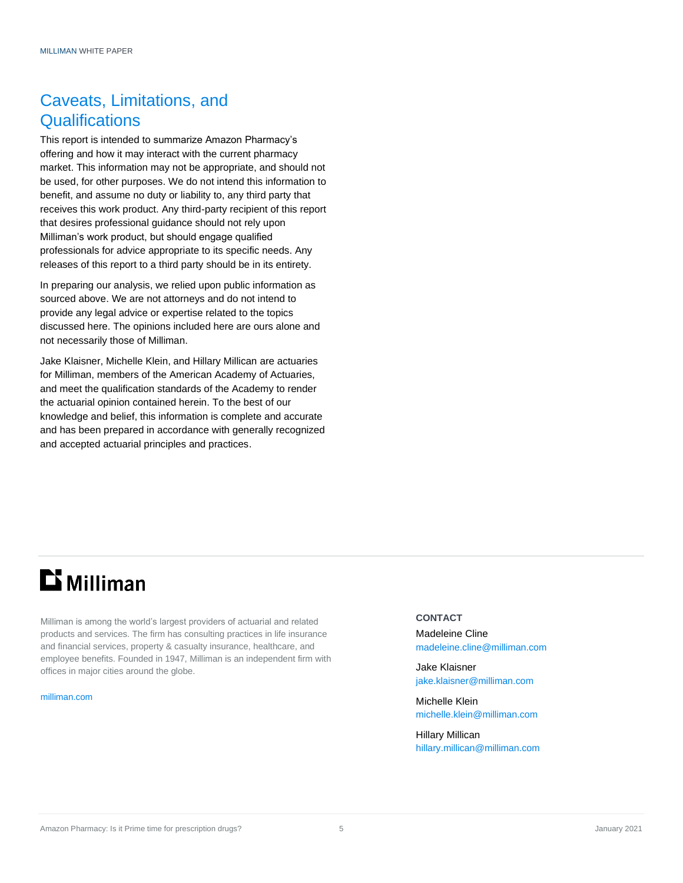## Caveats, Limitations, and Qualifications

This report is intended to summarize Amazon Pharmacy's offering and how it may interact with the current pharmacy market. This information may not be appropriate, and should not be used, for other purposes. We do not intend this information to benefit, and assume no duty or liability to, any third party that receives this work product. Any third-party recipient of this report that desires professional guidance should not rely upon Milliman's work product, but should engage qualified professionals for advice appropriate to its specific needs. Any releases of this report to a third party should be in its entirety.

In preparing our analysis, we relied upon public information as sourced above. We are not attorneys and do not intend to provide any legal advice or expertise related to the topics discussed here. The opinions included here are ours alone and not necessarily those of Milliman.

Jake Klaisner, Michelle Klein, and Hillary Millican are actuaries for Milliman, members of the American Academy of Actuaries, and meet the qualification standards of the Academy to render the actuarial opinion contained herein. To the best of our knowledge and belief, this information is complete and accurate and has been prepared in accordance with generally recognized and accepted actuarial principles and practices.

---

**Milliman**

Milliman is among the world's largest providers of actuarial and related products and services. The firm has consulting practices in life insurance and financial services, property & casualty insurance, healthcare, and employee benefits. Founded in 1947, Milliman is an independent firm with offices in major cities around the globe.

milliman.com

**CONTACT**

Madeleine Cline
madeleine.cline@milliman.com

Jake Klaisner
jake.klaisner@milliman.com

Michelle Klein
michelle.klein@milliman.com

Hillary Millican
hillary.millican@milliman.com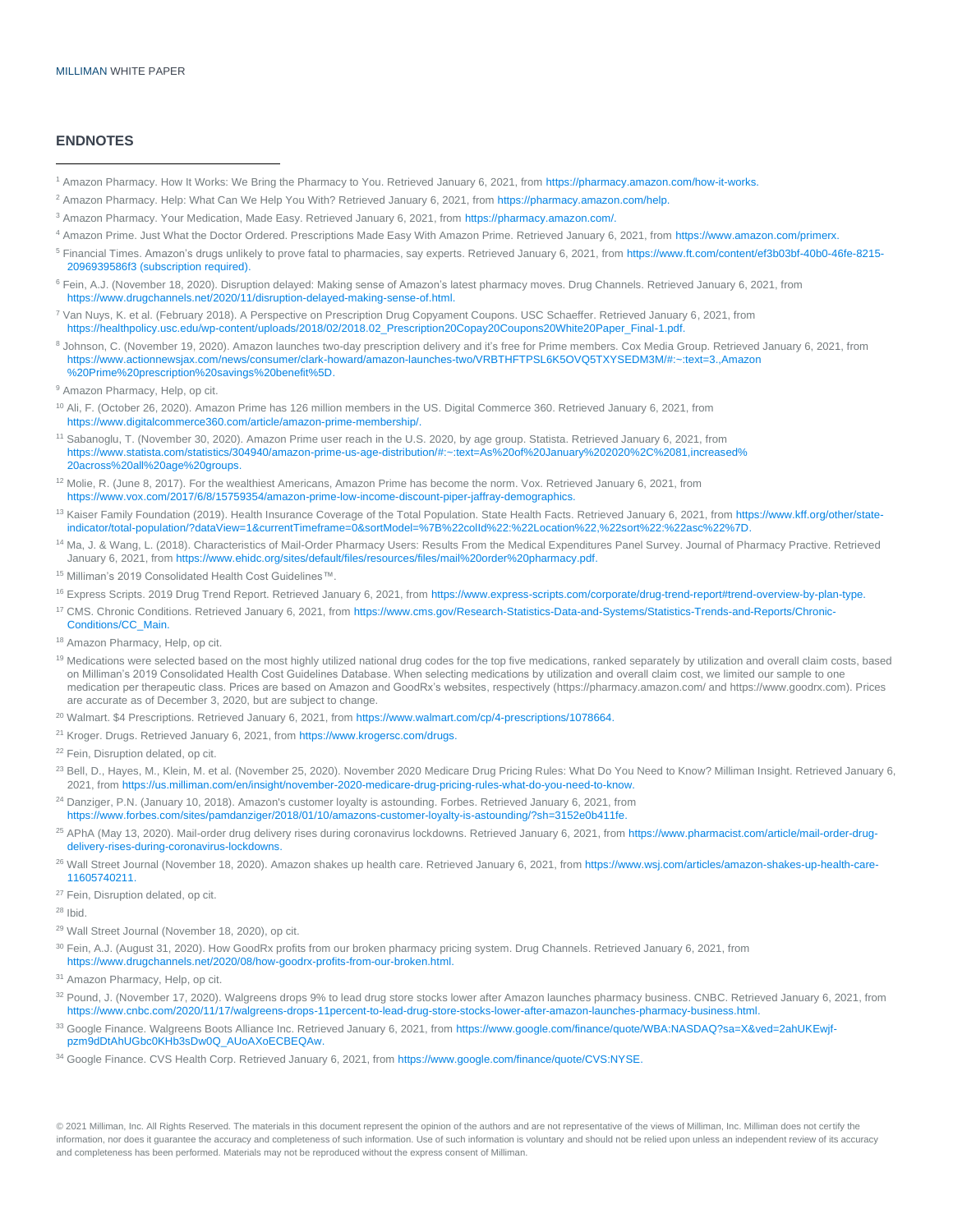## ENDNOTES

[1] Amazon Pharmacy. How It Works: We Bring the Pharmacy to You. Retrieved January 6, 2021, from https://pharmacy.amazon.com/how-it-works.

[2] Amazon Pharmacy. Help: What Can We Help You With? Retrieved January 6, 2021, from https://pharmacy.amazon.com/help.

[3] Amazon Pharmacy. Your Medication, Made Easy. Retrieved January 6, 2021, from https://pharmacy.amazon.com/.

[4] Amazon Prime. Just What the Doctor Ordered. Prescriptions Made Easy With Amazon Prime. Retrieved January 6, 2021, from https://www.amazon.com/primerx.

[5] Financial Times. Amazon's drugs unlikely to prove fatal to pharmacies, say experts. Retrieved January 6, 2021, from https://www.ft.com/content/ef3b03bf-40b0-46fe-8215-2096939586f3 (subscription required).

[6] Fein, A.J. (November 18, 2020). Disruption delayed: Making sense of Amazon's latest pharmacy moves. Drug Channels. Retrieved January 6, 2021, from https://www.drugchannels.net/2020/11/disruption-delayed-making-sense-of.html.

[7] Van Nuys, K. et al. (February 2018). A Perspective on Prescription Drug Copayment Coupons. USC Schaeffer. Retrieved January 6, 2021, from https://healthpolicy.usc.edu/wp-content/uploads/2018/02/2018.02_Prescription20Copay20Coupons20White20Paper_Final-1.pdf.

[8] Johnson, C. (November 19, 2020). Amazon launches two-day prescription delivery and it's free for Prime members. Cox Media Group. Retrieved January 6, 2021, from https://www.actionnewsjax.com/news/consumer/clark-howard/amazon-launches-two/VRBTHFTPSL6K5OVQ5TXYSEDM3M/#:~:text=3.,Amazon%20Prime%20prescription%20savings%20benefit%5D.

[9] Amazon Pharmacy, Help, op cit.

[10] Ali, F. (October 26, 2020). Amazon Prime has 126 million members in the US. Digital Commerce 360. Retrieved January 6, 2021, from https://www.digitalcommerce360.com/article/amazon-prime-membership/.

[11] Sabanoglu, T. (November 30, 2020). Amazon Prime user reach in the U.S. 2020, by age group. Statista. Retrieved January 6, 2021, from https://www.statista.com/statistics/304940/amazon-prime-us-age-distribution/#:~:text=As%20of%20January%202020%2C%2081,increased%20across%20all%20age%20groups.

[12] Molie, R. (June 8, 2017). For the wealthiest Americans, Amazon Prime has become the norm. Vox. Retrieved January 6, 2021, from https://www.vox.com/2017/6/8/15759354/amazon-prime-low-income-discount-piper-jaffray-demographics.

[13] Kaiser Family Foundation (2019). Health Insurance Coverage of the Total Population. State Health Facts. Retrieved January 6, 2021, from https://www.kff.org/other/state-indicator/total-population/?dataView=1&currentTimeframe=0&sortModel=%7B%22colId%22:%22Location%22,%22sort%22:%22asc%22%7D.

[14] Ma, J. & Wang, L. (2018). Characteristics of Mail-Order Pharmacy Users: Results From the Medical Expenditures Panel Survey. Journal of Pharmacy Practice. Retrieved January 6, 2021, from https://www.ehidc.org/sites/default/files/resources/files/mail%20order%20pharmacy.pdf.

[15] Milliman's 2019 Consolidated Health Cost Guidelines™.

[16] Express Scripts. 2019 Drug Trend Report. Retrieved January 6, 2021, from https://www.express-scripts.com/corporate/drug-trend-report#trend-overview-by-plan-type.

[17] CMS. Chronic Conditions. Retrieved January 6, 2021, from https://www.cms.gov/Research-Statistics-Data-and-Systems/Statistics-Trends-and-Reports/Chronic-Conditions/CC_Main.

[18] Amazon Pharmacy, Help, op cit.

[19] Medications were selected based on the most highly utilized national drug codes for the top five medications, ranked separately by utilization and overall claim costs, based on Milliman's 2019 Consolidated Health Cost Guidelines Database. When selecting medications by utilization and overall claim cost, we limited our sample to one medication per therapeutic class. Prices are based on Amazon and GoodRx's websites, respectively (https://pharmacy.amazon.com/ and https://www.goodrx.com). Prices are accurate as of December 3, 2020, but are subject to change.

[20] Walmart. $4 Prescriptions. Retrieved January 6, 2021, from https://www.walmart.com/cp/4-prescriptions/1078664.

[21] Kroger. Drugs. Retrieved January 6, 2021, from https://www.krogersc.com/drugs.

[22] Fein, Disruption delated, op cit.

[23] Bell, D., Hayes, M., Klein, M. et al. (November 25, 2020). November 2020 Medicare Drug Pricing Rules: What Do You Need to Know? Milliman Insight. Retrieved January 6, 2021, from https://us.milliman.com/en/insight/november-2020-medicare-drug-pricing-rules-what-do-you-need-to-know.

[24] Danziger, P.N. (January 10, 2018). Amazon's customer loyalty is astounding. Forbes. Retrieved January 6, 2021, from https://www.forbes.com/sites/pamdanziger/2018/01/10/amazons-customer-loyalty-is-astounding/?sh=3152e0b411fe.

[25] APhA (May 13, 2020). Mail-order drug delivery rises during coronavirus lockdowns. Retrieved January 6, 2021, from https://www.pharmacist.com/article/mail-order-drug-delivery-rises-during-coronavirus-lockdowns.

[26] Wall Street Journal (November 18, 2020). Amazon shakes up health care. Retrieved January 6, 2021, from https://www.wsj.com/articles/amazon-shakes-up-health-care-11605740211.

[27] Fein, Disruption delated, op cit.

[28] Ibid.

[29] Wall Street Journal (November 18, 2020), op cit.

[30] Fein, A.J. (August 31, 2020). How GoodRx profits from our broken pharmacy pricing system. Drug Channels. Retrieved January 6, 2021, from https://www.drugchannels.net/2020/08/how-goodrx-profits-from-our-broken.html.

[31] Amazon Pharmacy, Help, op cit.

[32] Pound, J. (November 17, 2020). Walgreens drops 9% to lead drug store stocks lower after Amazon launches pharmacy business. CNBC. Retrieved January 6, 2021, from https://www.cnbc.com/2020/11/17/walgreens-drops-11percent-to-lead-drug-store-stocks-lower-after-amazon-launches-pharmacy-business.html.

[33] Google Finance. Walgreens Boots Alliance Inc. Retrieved January 6, 2021, from https://www.google.com/finance/quote/WBA:NASDAQ?sa=X&ved=2ahUKEwjf-pzm9dDtAhUGbc0KHb3sDw0Q_AUoAXoECBEQAw.

[34] Google Finance. CVS Health Corp. Retrieved January 6, 2021, from https://www.google.com/finance/quote/CVS:NYSE.

© 2021 Milliman, Inc. All Rights Reserved. The materials in this document represent the opinion of the authors and are not representative of the views of Milliman, Inc. Milliman does not certify the information, nor does it guarantee the accuracy and completeness of such information. Use of such information is voluntary and should not be relied upon unless an independent review of its accuracy and completeness has been performed. Materials may not be reproduced without the express consent of Milliman.